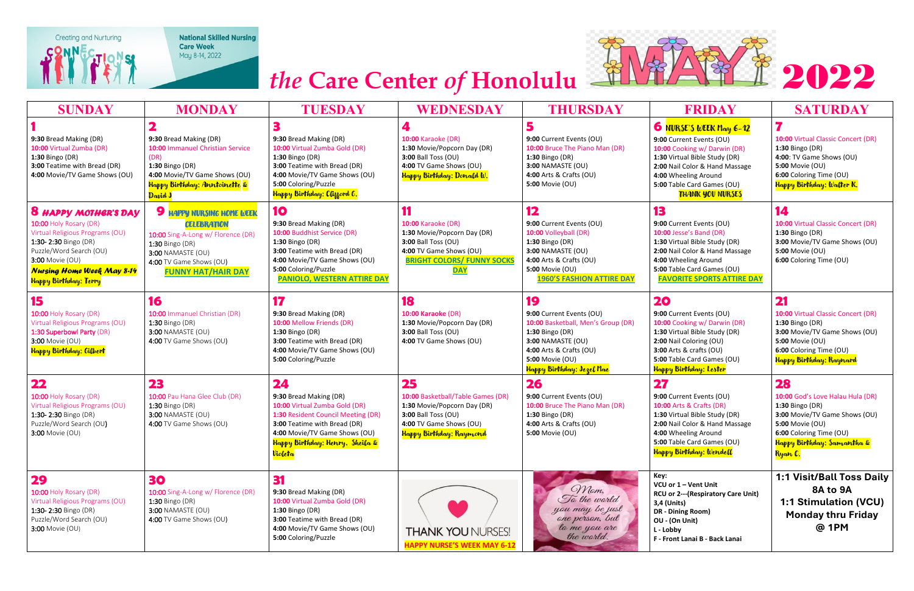Creating and Nurturing CONNECTIONS — National Skilled Nursing Care Week May 8-14, 2022

# *the* Care Center *of* Honolulu MAY 2022

| SUNDAY | MONDAY | TUESDAY | WEDNESDAY | THURSDAY | FRIDAY | SATURDAY |
|---|---|---|---|---|---|---|
| **1**<br>**9:30** Bread Making (DR)<br>10:00 Virtual Zumba (DR)<br>**1:30** Bingo (DR)<br>**3:00** Teatime with Bread (DR)<br>**4:00** Movie/TV Game Shows (OU) | **2**<br>**9:30** Bread Making (DR)<br>10:00 Immanuel Christian Service (DR)<br>**1:30** Bingo (DR)<br>**4:00** Movie/TV Game Shows (OU)<br>Happy Birthday: Anntoinette & David J | **3**<br>**9:30** Bread Making (DR)<br>10:00 Virtual Zumba Gold (DR)<br>**1:30** Bingo (DR)<br>**3:00** Teatime with Bread (DR)<br>**4:00** Movie/TV Game Shows (OU)<br>**5:00** Coloring/Puzzle<br>Happy Birthday: Clifford C. | **4**<br>10:00 Karaoke (DR)<br>**1:30** Movie/Popcorn Day (DR)<br>**3:00** Ball Toss (OU)<br>**4:00** TV Game Shows (OU)<br>Happy Birthday: Donald W. | **5**<br>**9:00** Current Events (OU)<br>10:00 Bruce The Piano Man (DR)<br>**1:30** Bingo (DR)<br>**3:00** NAMASTE (OU)<br>**4:00** Arts & Crafts (OU)<br>**5:00** Movie (OU) | **6** NURSE'S WEEK May 6-12<br>**9:00** Current Events (OU)<br>10:00 Cooking w/ Darwin (DR)<br>**1:30** Virtual Bible Study (DR)<br>**2:00** Nail Color & Hand Massage<br>**4:00** Wheeling Around<br>**5:00** Table Card Games (OU)<br>THANK YOU NURSES | **7**<br>10:00 Virtual Classic Concert (DR)<br>**1:30** Bingo (DR)<br>**4:00**: TV Game Shows (OU)<br>**5:00** Movie (OU)<br>**6:00** Coloring Time (OU)<br>Happy Birthday: Walter K. |
| **8** HAPPY MOTHER'S DAY<br>10:00 Holy Rosary (DR)<br>Virtual Religious Programs (OU)<br>**1:30- 2:30** Bingo (DR)<br>Puzzle/Word Search (OU)<br>**3:00** Movie (OU)<br>**Nursing Home Week May 8-14**<br>Happy Birthday: Terry | **9** HAPPY NURSING HOME WEEK CELEBRATION<br>10:00 Sing-A-Long w/ Florence (DR)<br>**1:30** Bingo (DR)<br>**3:00** NAMASTE (OU)<br>**4:00** TV Game Shows (OU)<br>**FUNNY HAT/HAIR DAY** | **10**<br>**9:30** Bread Making (DR)<br>10:00 Buddhist Service (DR)<br>**1:30** Bingo (DR)<br>**3:00** Teatime with Bread (DR)<br>**4:00** Movie/TV Game Shows (OU)<br>**5:00** Coloring/Puzzle<br>**PANIOLO, WESTERN ATTIRE DAY** | **11**<br>10:00 Karaoke (DR)<br>**1:30** Movie/Popcorn Day (DR)<br>**3:00** Ball Toss (OU)<br>**4:00** TV Game Shows (OU)<br>**BRIGHT COLORS/ FUNNY SOCKS DAY** | **12**<br>**9:00** Current Events (OU)<br>10:00 Volleyball (DR)<br>**1:30** Bingo (DR)<br>**3:00** NAMASTE (OU)<br>**4:00** Arts & Crafts (OU)<br>**5:00** Movie (OU)<br>**1960'S FASHION ATTIRE DAY** | **13**<br>**9:00** Current Events (OU)<br>10:00 Jesse's Band (DR)<br>**1:30** Virtual Bible Study (DR)<br>**2:00** Nail Color & Hand Massage<br>**4:00** Wheeling Around<br>**5:00** Table Card Games (OU)<br>**FAVORITE SPORTS ATTIRE DAY** | **14**<br>10:00 Virtual Classic Concert (DR)<br>**1:30** Bingo (DR)<br>**3:00** Movie/TV Game Shows (OU)<br>**5:00** Movie (OU)<br>**6:00** Coloring Time (OU) |
| **15**<br>10:00 Holy Rosary (DR)<br>Virtual Religious Programs (OU)<br>1:30 Superbowl Party (DR)<br>**3:00** Movie (OU)<br>Happy Birthday: Gilbert | **16**<br>10:00 Immanuel Christian (DR)<br>**1:30** Bingo (DR)<br>**3:00** NAMASTE (OU)<br>**4:00** TV Game Shows (OU) | **17**<br>**9:30** Bread Making (DR)<br>10:00 Mellow Friends (DR)<br>**1:30** Bingo (DR)<br>**3:00** Teatime with Bread (DR)<br>**4:00** Movie/TV Game Shows (OU)<br>**5:00** Coloring/Puzzle | **18**<br>10:00 Karaoke (DR)<br>**1:30** Movie/Popcorn Day (DR)<br>**3:00** Ball Toss (OU)<br>**4:00** TV Game Shows (OU) | **19**<br>**9:00** Current Events (OU)<br>10:00 Basketball, Men's Group (DR)<br>**1:30** Bingo (DR)<br>**3:00** NAMASTE (OU)<br>**4:00** Arts & Crafts (OU)<br>**5:00** Movie (OU)<br>Happy Birthday: Jezel Mae | **20**<br>**9:00** Current Events (OU)<br>10:00 Cooking w/ Darwin (DR)<br>**1:30** Virtual Bible Study (DR)<br>**2:00** Nail Coloring (OU)<br>**3:00** Arts & crafts (OU)<br>**5:00** Table Card Games (OU)<br>Happy Birthday: Lester | **21**<br>10:00 Virtual Classic Concert (DR)<br>**1:30** Bingo (DR)<br>**3:00** Movie/TV Game Shows (OU)<br>**5:00** Movie (OU)<br>**6:00** Coloring Time (OU)<br>Happy Birthday: Raynard |
| **22**<br>10:00 Holy Rosary (DR)<br>Virtual Religious Programs (OU)<br>**1:30- 2:30** Bingo (DR)<br>Puzzle/Word Search (OU)<br>**3:00** Movie (OU) | **23**<br>10:00 Pau Hana Glee Club (DR)<br>**1:30** Bingo (DR)<br>**3:00** NAMASTE (OU)<br>**4:00** TV Game Shows (OU) | **24**<br>**9:30** Bread Making (DR)<br>10:00 Virtual Zumba Gold (DR)<br>1:30 Resident Council Meeting (DR)<br>**3:00** Teatime with Bread (DR)<br>**4:00** Movie/TV Game Shows (OU)<br>Happy Birthday: Henry, Sheila & Violeta | **25**<br>10:00 Basketball/Table Games (DR)<br>**1:30** Movie/Popcorn Day (DR)<br>**3:00** Ball Toss (OU)<br>**4:00** TV Game Shows (OU)<br>Happy Birthday: Raymond | **26**<br>**9:00** Current Events (OU)<br>10:00 Bruce The Piano Man (DR)<br>**1:30** Bingo (DR)<br>**4:00** Arts & Crafts (OU)<br>**5:00** Movie (OU) | **27**<br>**9:00** Current Events (OU)<br>10:00 Arts & Crafts (DR)<br>**1:30** Virtual Bible Study (DR)<br>**2:00** Nail Color & Hand Massage<br>**4:00** Wheeling Around<br>**5:00** Table Card Games (OU)<br>Happy Birthday: Wendell | **28**<br>10:00 God's Love Halau Hula (DR)<br>**1:30** Bingo (DR)<br>**3:00** Movie/TV Game Shows (OU)<br>**5:00** Movie (OU)<br>**6:00** Coloring Time (OU)<br>Happy Birthday: Samantha & Ryan C. |
| **29**<br>10:00 Holy Rosary (DR)<br>Virtual Religious Programs (OU)<br>**1:30- 2:30** Bingo (DR)<br>Puzzle/Word Search (OU)<br>**3:00** Movie (OU) | **30**<br>10:00 Sing-A-Long w/ Florence (DR)<br>**1:30** Bingo (DR)<br>**3:00** NAMASTE (OU)<br>**4:00** TV Game Shows (OU) | **31**<br>**9:30** Bread Making (DR)<br>10:00 Virtual Zumba Gold (DR)<br>**1:30** Bingo (DR)<br>**3:00** Teatime with Bread (DR)<br>**4:00** Movie/TV Game Shows (OU)<br>**5:00** Coloring/Puzzle | THANK YOU NURSES!<br>**HAPPY NURSE'S WEEK MAY 6-12** | *Mom, To the world you may be just one person, but to me you are the world.* | **Key:**<br>**VCU or 1 – Vent Unit**<br>**RCU or 2---(Respiratory Care Unit)**<br>**3,4 (Units)**<br>**DR - Dining Room)**<br>**OU - (On Unit)**<br>**L - Lobby**<br>**F - Front Lanai B - Back Lanai** | **1:1 Visit/Ball Toss Daily 8A to 9A**<br>**1:1 Stimulation (VCU) Monday thru Friday @ 1PM** |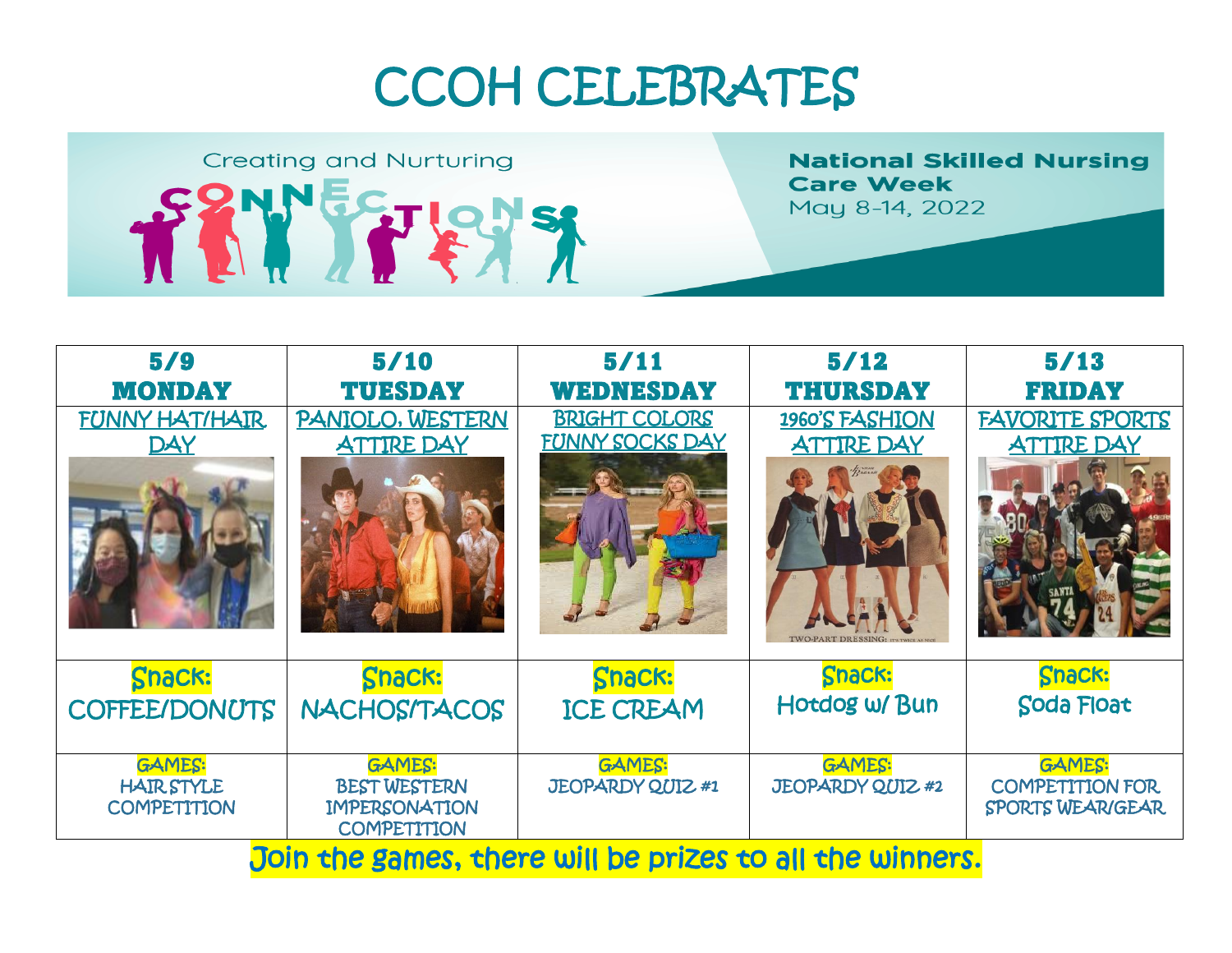# CCOH CELEBRATES

Creating and Nurturing CONNECTIONS

**National Skilled Nursing Care Week**
May 8-14, 2022

| 5/9 MONDAY | 5/10 TUESDAY | 5/11 WEDNESDAY | 5/12 THURSDAY | 5/13 FRIDAY |
|---|---|---|---|---|
| FUNNY HAT/HAIR DAY | PANIOLO, WESTERN ATTIRE DAY | BRIGHT COLORS FUNNY SOCKS DAY | 1960'S FASHION ATTIRE DAY | FAVORITE SPORTS ATTIRE DAY |
| Snack: COFFEE/DONUTS | Snack: NACHOS/TACOS | Snack: ICE CREAM | Snack: Hotdog w/ Bun | Snack: Soda Float |
| GAMES: HAIR STYLE COMPETITION | GAMES: BEST WESTERN IMPERSONATION COMPETITION | GAMES: JEOPARDY QUIZ #1 | GAMES: JEOPARDY QUIZ #2 | GAMES: COMPETITION FOR SPORTS WEAR/GEAR |

Join the games, there will be prizes to all the winners.